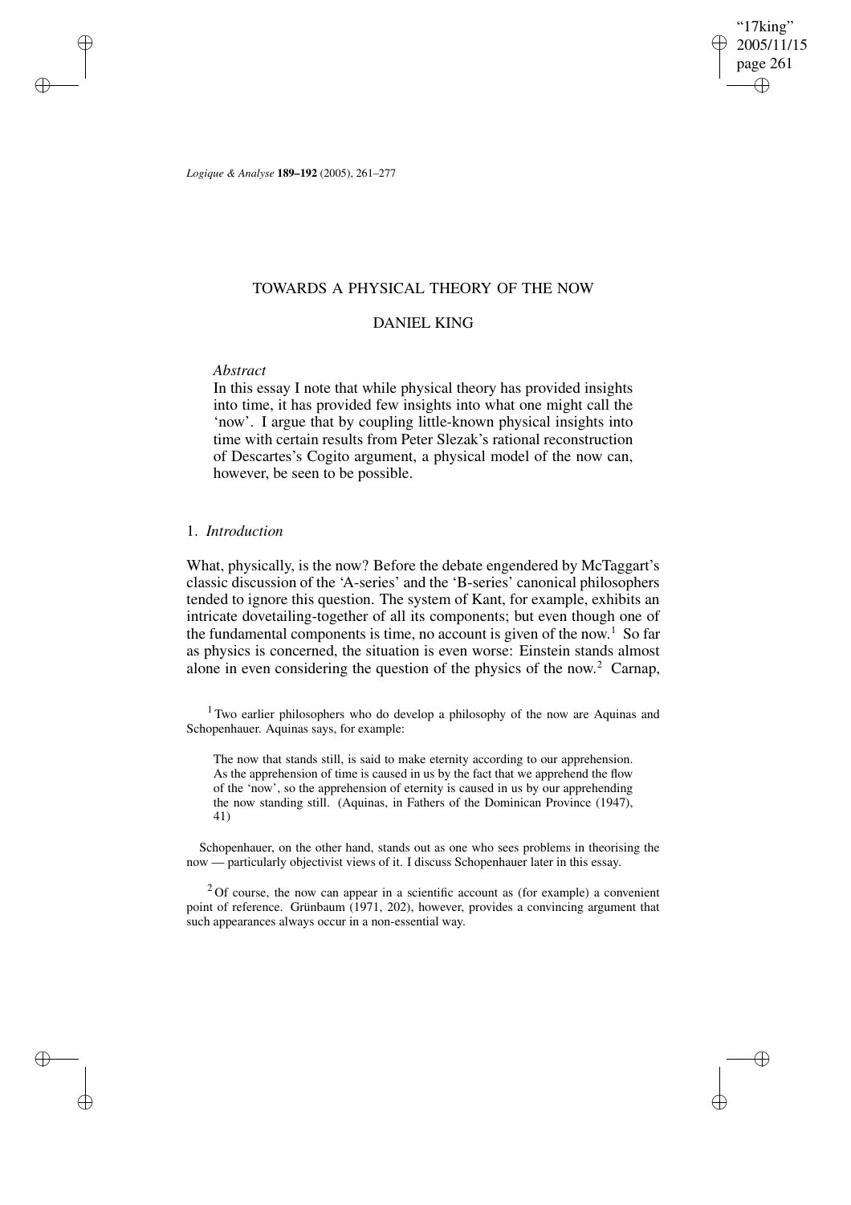*Logique & Analyse* **189–192** (2005), 261–277

# TOWARDS A PHYSICAL THEORY OF THE NOW

## DANIEL KING

*Abstract*

In this essay I note that while physical theory has provided insights into time, it has provided few insights into what one might call the 'now'. I argue that by coupling little-known physical insights into time with certain results from Peter Slezak's rational reconstruction of Descartes's Cogito argument, a physical model of the now can, however, be seen to be possible.

## 1. *Introduction*

What, physically, is the now? Before the debate engendered by McTaggart's classic discussion of the 'A-series' and the 'B-series' canonical philosophers tended to ignore this question. The system of Kant, for example, exhibits an intricate dovetailing-together of all its components; but even though one of the fundamental components is time, no account is given of the now.[1] So far as physics is concerned, the situation is even worse: Einstein stands almost alone in even considering the question of the physics of the now.[2] Carnap,

[1] Two earlier philosophers who do develop a philosophy of the now are Aquinas and Schopenhauer. Aquinas says, for example:

> The now that stands still, is said to make eternity according to our apprehension. As the apprehension of time is caused in us by the fact that we apprehend the flow of the 'now', so the apprehension of eternity is caused in us by our apprehending the now standing still. (Aquinas, in Fathers of the Dominican Province (1947), 41)

Schopenhauer, on the other hand, stands out as one who sees problems in theorising the now — particularly objectivist views of it. I discuss Schopenhauer later in this essay.

[2] Of course, the now can appear in a scientific account as (for example) a convenient point of reference. Grünbaum (1971, 202), however, provides a convincing argument that such appearances always occur in a non-essential way.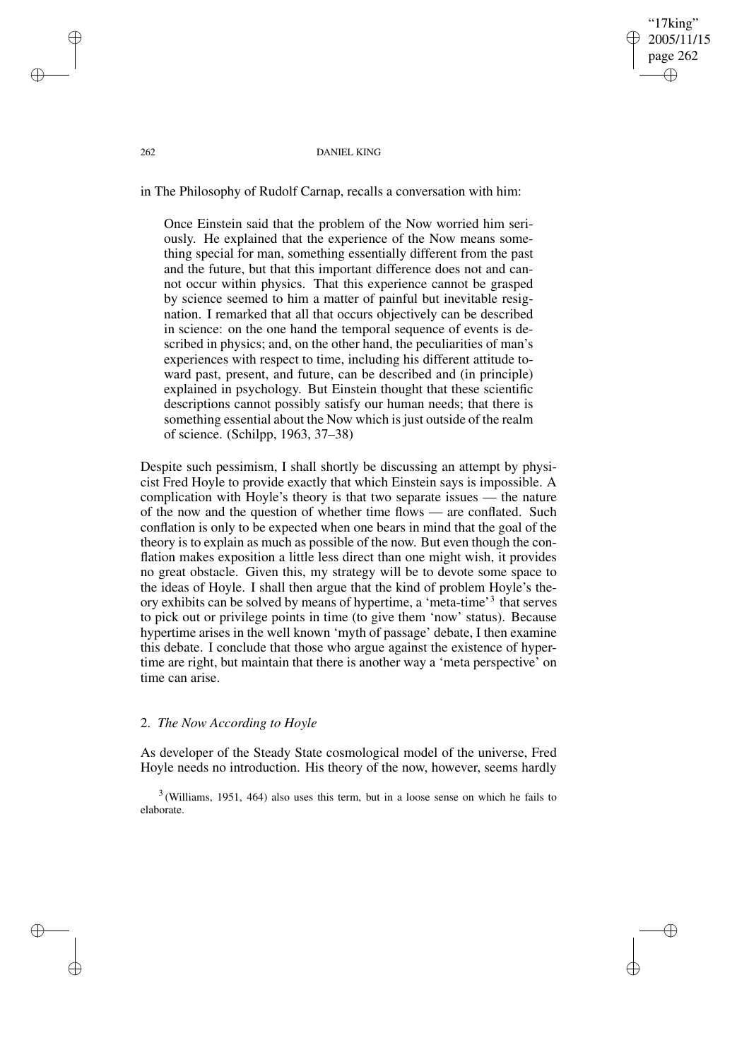in The Philosophy of Rudolf Carnap, recalls a conversation with him:

> Once Einstein said that the problem of the Now worried him seriously. He explained that the experience of the Now means something special for man, something essentially different from the past and the future, but that this important difference does not and cannot occur within physics. That this experience cannot be grasped by science seemed to him a matter of painful but inevitable resignation. I remarked that all that occurs objectively can be described in science: on the one hand the temporal sequence of events is described in physics; and, on the other hand, the peculiarities of man's experiences with respect to time, including his different attitude toward past, present, and future, can be described and (in principle) explained in psychology. But Einstein thought that these scientific descriptions cannot possibly satisfy our human needs; that there is something essential about the Now which is just outside of the realm of science. (Schilpp, 1963, 37–38)

Despite such pessimism, I shall shortly be discussing an attempt by physicist Fred Hoyle to provide exactly that which Einstein says is impossible. A complication with Hoyle's theory is that two separate issues — the nature of the now and the question of whether time flows — are conflated. Such conflation is only to be expected when one bears in mind that the goal of the theory is to explain as much as possible of the now. But even though the conflation makes exposition a little less direct than one might wish, it provides no great obstacle. Given this, my strategy will be to devote some space to the ideas of Hoyle. I shall then argue that the kind of problem Hoyle's theory exhibits can be solved by means of hypertime, a 'meta-time'[3] that serves to pick out or privilege points in time (to give them 'now' status). Because hypertime arises in the well known 'myth of passage' debate, I then examine this debate. I conclude that those who argue against the existence of hypertime are right, but maintain that there is another way a 'meta perspective' on time can arise.

## 2. *The Now According to Hoyle*

As developer of the Steady State cosmological model of the universe, Fred Hoyle needs no introduction. His theory of the now, however, seems hardly

[3] (Williams, 1951, 464) also uses this term, but in a loose sense on which he fails to elaborate.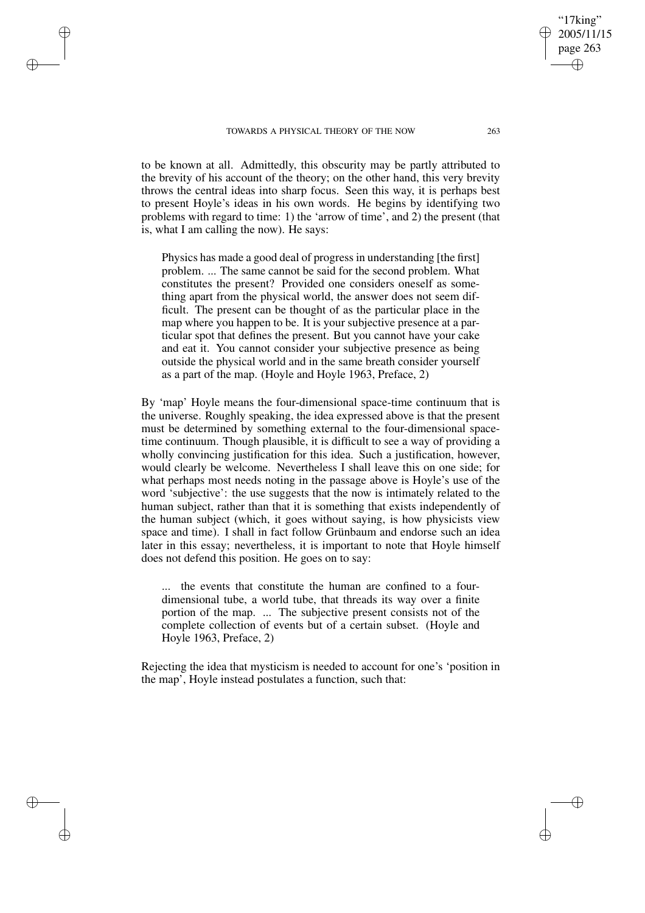to be known at all. Admittedly, this obscurity may be partly attributed to the brevity of his account of the theory; on the other hand, this very brevity throws the central ideas into sharp focus. Seen this way, it is perhaps best to present Hoyle's ideas in his own words. He begins by identifying two problems with regard to time: 1) the 'arrow of time', and 2) the present (that is, what I am calling the now). He says:

> Physics has made a good deal of progress in understanding [the first] problem. ... The same cannot be said for the second problem. What constitutes the present? Provided one considers oneself as something apart from the physical world, the answer does not seem difficult. The present can be thought of as the particular place in the map where you happen to be. It is your subjective presence at a particular spot that defines the present. But you cannot have your cake and eat it. You cannot consider your subjective presence as being outside the physical world and in the same breath consider yourself as a part of the map. (Hoyle and Hoyle 1963, Preface, 2)

By 'map' Hoyle means the four-dimensional space-time continuum that is the universe. Roughly speaking, the idea expressed above is that the present must be determined by something external to the four-dimensional space-time continuum. Though plausible, it is difficult to see a way of providing a wholly convincing justification for this idea. Such a justification, however, would clearly be welcome. Nevertheless I shall leave this on one side; for what perhaps most needs noting in the passage above is Hoyle's use of the word 'subjective': the use suggests that the now is intimately related to the human subject, rather than that it is something that exists independently of the human subject (which, it goes without saying, is how physicists view space and time). I shall in fact follow Grünbaum and endorse such an idea later in this essay; nevertheless, it is important to note that Hoyle himself does not defend this position. He goes on to say:

> ... the events that constitute the human are confined to a four-dimensional tube, a world tube, that threads its way over a finite portion of the map. ... The subjective present consists not of the complete collection of events but of a certain subset. (Hoyle and Hoyle 1963, Preface, 2)

Rejecting the idea that mysticism is needed to account for one's 'position in the map', Hoyle instead postulates a function, such that: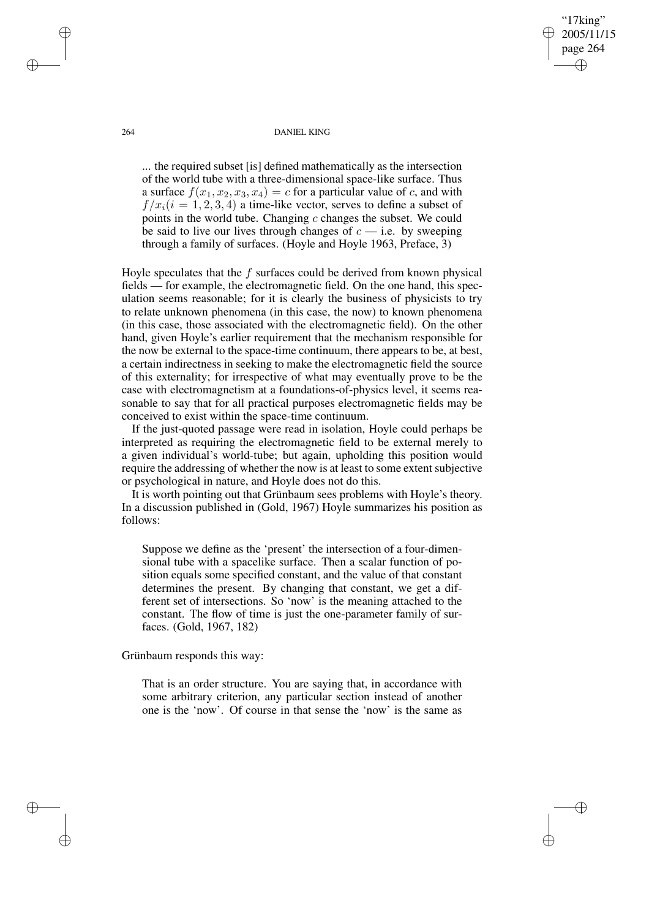> ... the required subset [is] defined mathematically as the intersection of the world tube with a three-dimensional space-like surface. Thus a surface $f(x_1, x_2, x_3, x_4) = c$ for a particular value of $c$, and with $f/x_i (i = 1, 2, 3, 4)$ a time-like vector, serves to define a subset of points in the world tube. Changing $c$ changes the subset. We could be said to live our lives through changes of $c$ — i.e. by sweeping through a family of surfaces. (Hoyle and Hoyle 1963, Preface, 3)

Hoyle speculates that the $f$ surfaces could be derived from known physical fields — for example, the electromagnetic field. On the one hand, this speculation seems reasonable; for it is clearly the business of physicists to try to relate unknown phenomena (in this case, the now) to known phenomena (in this case, those associated with the electromagnetic field). On the other hand, given Hoyle's earlier requirement that the mechanism responsible for the now be external to the space-time continuum, there appears to be, at best, a certain indirectness in seeking to make the electromagnetic field the source of this externality; for irrespective of what may eventually prove to be the case with electromagnetism at a foundations-of-physics level, it seems reasonable to say that for all practical purposes electromagnetic fields may be conceived to exist within the space-time continuum.

If the just-quoted passage were read in isolation, Hoyle could perhaps be interpreted as requiring the electromagnetic field to be external merely to a given individual's world-tube; but again, upholding this position would require the addressing of whether the now is at least to some extent subjective or psychological in nature, and Hoyle does not do this.

It is worth pointing out that Grünbaum sees problems with Hoyle's theory. In a discussion published in (Gold, 1967) Hoyle summarizes his position as follows:

> Suppose we define as the 'present' the intersection of a four-dimensional tube with a spacelike surface. Then a scalar function of position equals some specified constant, and the value of that constant determines the present. By changing that constant, we get a different set of intersections. So 'now' is the meaning attached to the constant. The flow of time is just the one-parameter family of surfaces. (Gold, 1967, 182)

Grünbaum responds this way:

> That is an order structure. You are saying that, in accordance with some arbitrary criterion, any particular section instead of another one is the 'now'. Of course in that sense the 'now' is the same as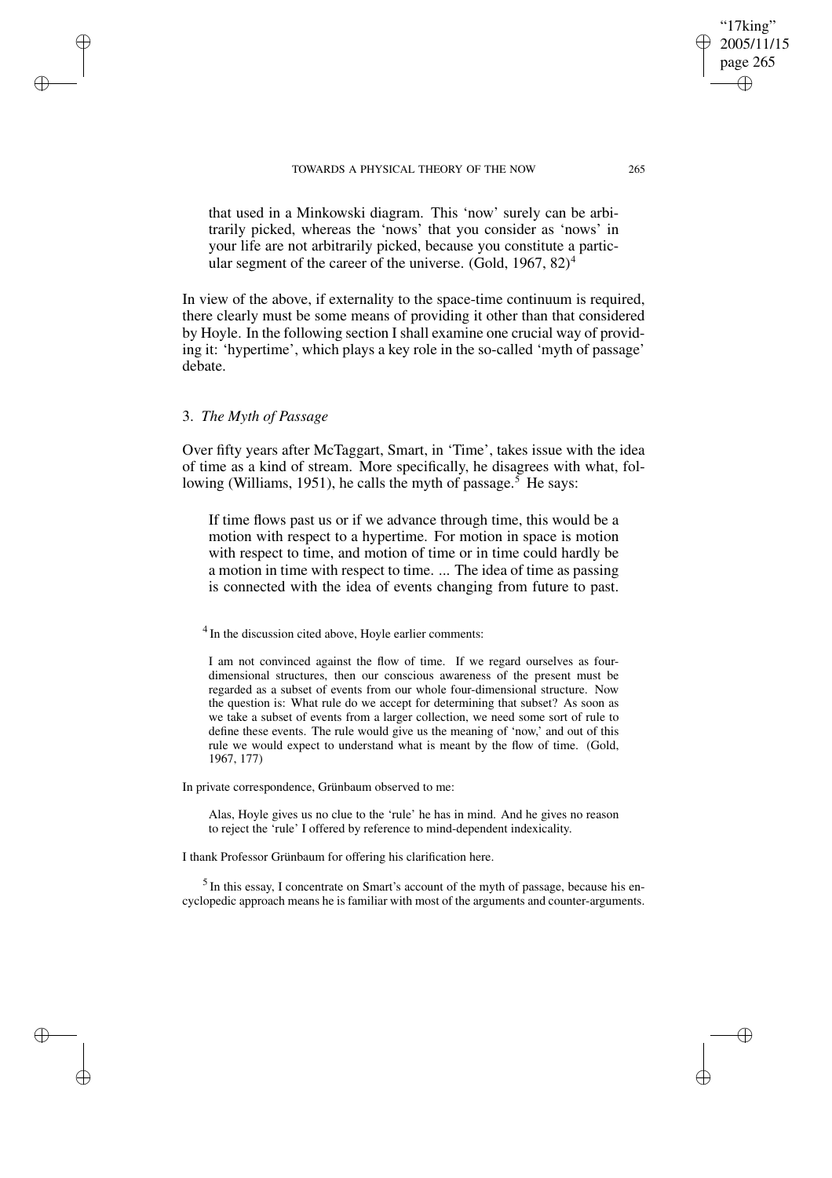that used in a Minkowski diagram. This 'now' surely can be arbitrarily picked, whereas the 'nows' that you consider as 'nows' in your life are not arbitrarily picked, because you constitute a particular segment of the career of the universe. (Gold, 1967, 82)[4]

In view of the above, if externality to the space-time continuum is required, there clearly must be some means of providing it other than that considered by Hoyle. In the following section I shall examine one crucial way of providing it: 'hypertime', which plays a key role in the so-called 'myth of passage' debate.

## 3. *The Myth of Passage*

Over fifty years after McTaggart, Smart, in 'Time', takes issue with the idea of time as a kind of stream. More specifically, he disagrees with what, following (Williams, 1951), he calls the myth of passage.[5] He says:

> If time flows past us or if we advance through time, this would be a motion with respect to a hypertime. For motion in space is motion with respect to time, and motion of time or in time could hardly be a motion in time with respect to time. ... The idea of time as passing is connected with the idea of events changing from future to past.

---

[4] In the discussion cited above, Hoyle earlier comments:

> I am not convinced against the flow of time. If we regard ourselves as four-dimensional structures, then our conscious awareness of the present must be regarded as a subset of events from our whole four-dimensional structure. Now the question is: What rule do we accept for determining that subset? As soon as we take a subset of events from a larger collection, we need some sort of rule to define these events. The rule would give us the meaning of 'now,' and out of this rule we would expect to understand what is meant by the flow of time. (Gold, 1967, 177)

In private correspondence, Grünbaum observed to me:

> Alas, Hoyle gives us no clue to the 'rule' he has in mind. And he gives no reason to reject the 'rule' I offered by reference to mind-dependent indexicality.

I thank Professor Grünbaum for offering his clarification here.

[5] In this essay, I concentrate on Smart's account of the myth of passage, because his encyclopedic approach means he is familiar with most of the arguments and counter-arguments.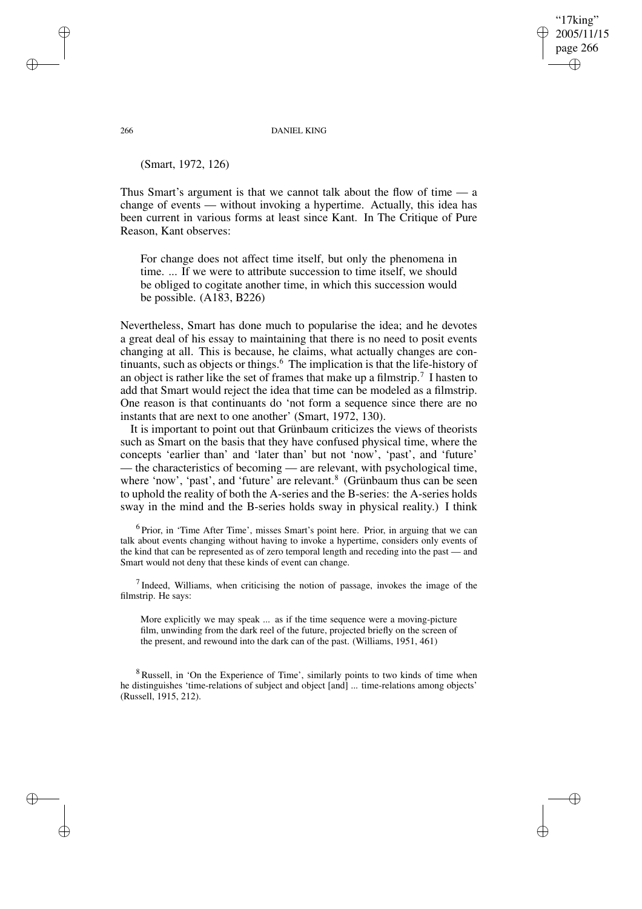(Smart, 1972, 126)

Thus Smart's argument is that we cannot talk about the flow of time — a change of events — without invoking a hypertime. Actually, this idea has been current in various forms at least since Kant. In The Critique of Pure Reason, Kant observes:

> For change does not affect time itself, but only the phenomena in time. ... If we were to attribute succession to time itself, we should be obliged to cogitate another time, in which this succession would be possible. (A183, B226)

Nevertheless, Smart has done much to popularise the idea; and he devotes a great deal of his essay to maintaining that there is no need to posit events changing at all. This is because, he claims, what actually changes are continuants, such as objects or things.[6] The implication is that the life-history of an object is rather like the set of frames that make up a filmstrip.[7] I hasten to add that Smart would reject the idea that time can be modeled as a filmstrip. One reason is that continuants do 'not form a sequence since there are no instants that are next to one another' (Smart, 1972, 130).

It is important to point out that Grünbaum criticizes the views of theorists such as Smart on the basis that they have confused physical time, where the concepts 'earlier than' and 'later than' but not 'now', 'past', and 'future' — the characteristics of becoming — are relevant, with psychological time, where 'now', 'past', and 'future' are relevant.[8] (Grünbaum thus can be seen to uphold the reality of both the A-series and the B-series: the A-series holds sway in the mind and the B-series holds sway in physical reality.) I think

---

[6] Prior, in 'Time After Time', misses Smart's point here. Prior, in arguing that we can talk about events changing without having to invoke a hypertime, considers only events of the kind that can be represented as of zero temporal length and receding into the past — and Smart would not deny that these kinds of event can change.

[7] Indeed, Williams, when criticising the notion of passage, invokes the image of the filmstrip. He says:

> More explicitly we may speak ... as if the time sequence were a moving-picture film, unwinding from the dark reel of the future, projected briefly on the screen of the present, and rewound into the dark can of the past. (Williams, 1951, 461)

[8] Russell, in 'On the Experience of Time', similarly points to two kinds of time when he distinguishes 'time-relations of subject and object [and] ... time-relations among objects' (Russell, 1915, 212).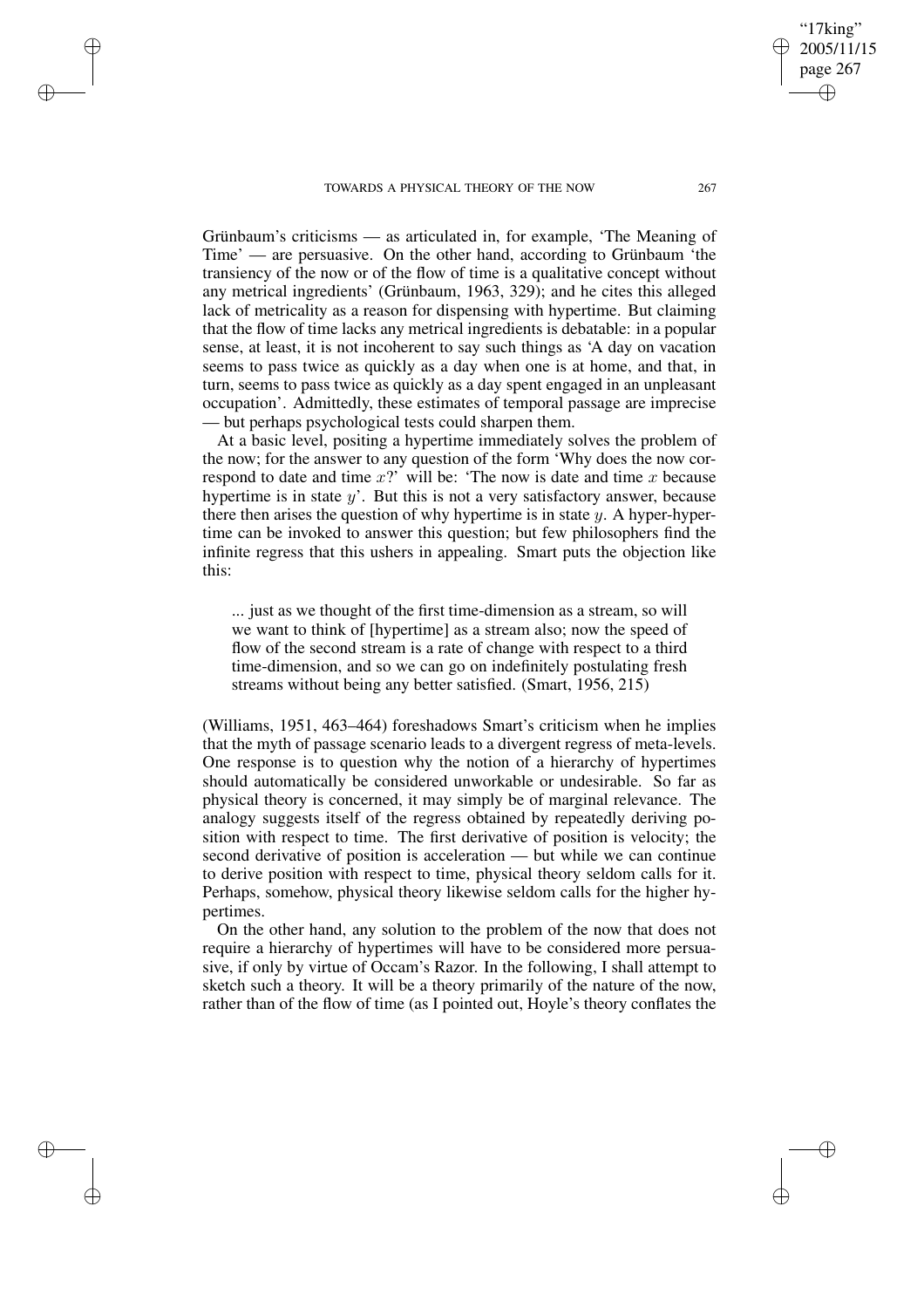Grünbaum's criticisms — as articulated in, for example, 'The Meaning of Time' — are persuasive. On the other hand, according to Grünbaum 'the transiency of the now or of the flow of time is a qualitative concept without any metrical ingredients' (Grünbaum, 1963, 329); and he cites this alleged lack of metricality as a reason for dispensing with hypertime. But claiming that the flow of time lacks any metrical ingredients is debatable: in a popular sense, at least, it is not incoherent to say such things as 'A day on vacation seems to pass twice as quickly as a day when one is at home, and that, in turn, seems to pass twice as quickly as a day spent engaged in an unpleasant occupation'. Admittedly, these estimates of temporal passage are imprecise — but perhaps psychological tests could sharpen them.

At a basic level, positing a hypertime immediately solves the problem of the now; for the answer to any question of the form 'Why does the now correspond to date and time $x$?' will be: 'The now is date and time $x$ because hypertime is in state $y$'. But this is not a very satisfactory answer, because there then arises the question of why hypertime is in state $y$. A hyper-hypertime can be invoked to answer this question; but few philosophers find the infinite regress that this ushers in appealing. Smart puts the objection like this:

> ... just as we thought of the first time-dimension as a stream, so will we want to think of [hypertime] as a stream also; now the speed of flow of the second stream is a rate of change with respect to a third time-dimension, and so we can go on indefinitely postulating fresh streams without being any better satisfied. (Smart, 1956, 215)

(Williams, 1951, 463–464) foreshadows Smart's criticism when he implies that the myth of passage scenario leads to a divergent regress of meta-levels. One response is to question why the notion of a hierarchy of hypertimes should automatically be considered unworkable or undesirable. So far as physical theory is concerned, it may simply be of marginal relevance. The analogy suggests itself of the regress obtained by repeatedly deriving position with respect to time. The first derivative of position is velocity; the second derivative of position is acceleration — but while we can continue to derive position with respect to time, physical theory seldom calls for it. Perhaps, somehow, physical theory likewise seldom calls for the higher hypertimes.

On the other hand, any solution to the problem of the now that does not require a hierarchy of hypertimes will have to be considered more persuasive, if only by virtue of Occam's Razor. In the following, I shall attempt to sketch such a theory. It will be a theory primarily of the nature of the now, rather than of the flow of time (as I pointed out, Hoyle's theory conflates the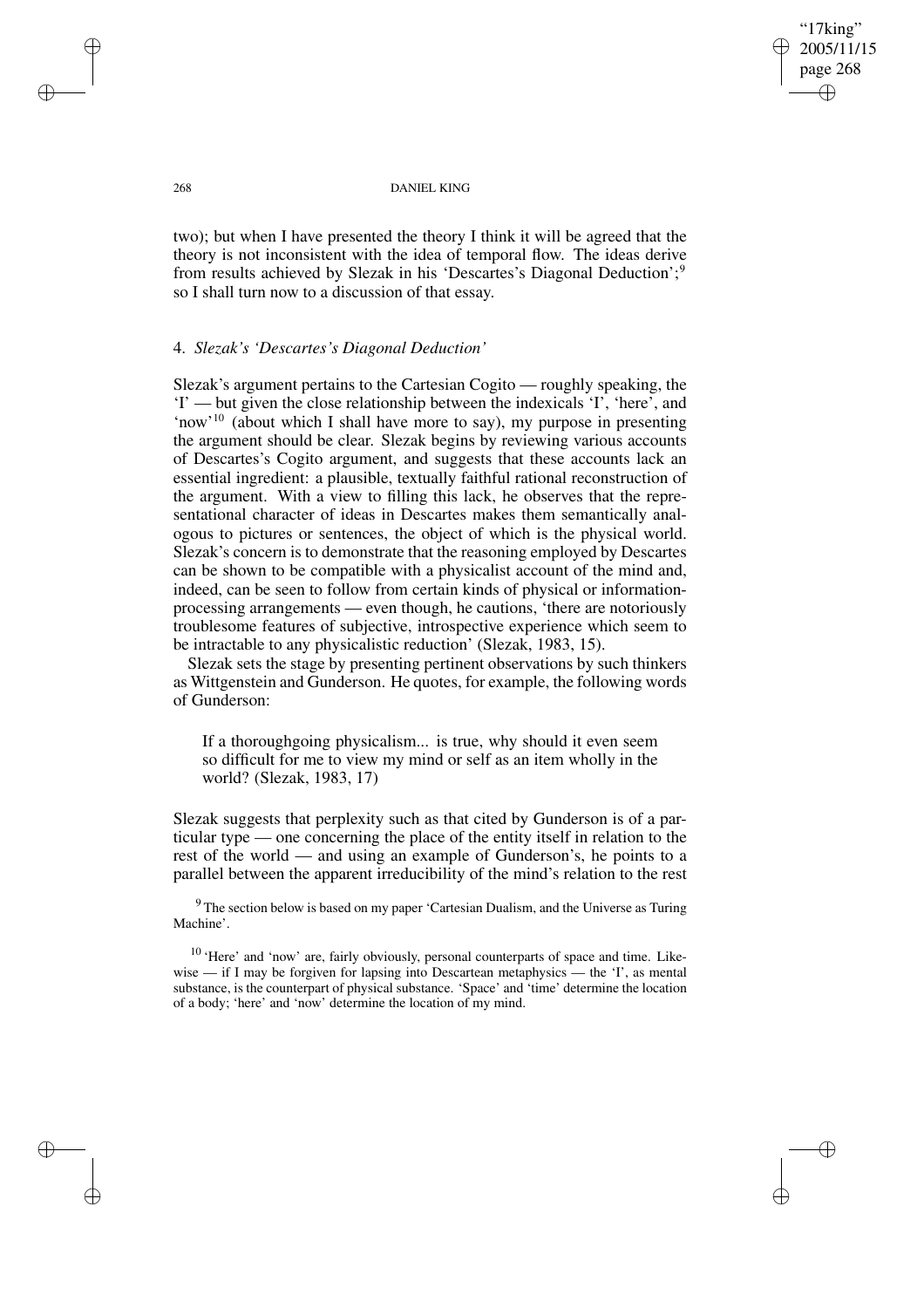two); but when I have presented the theory I think it will be agreed that the theory is not inconsistent with the idea of temporal flow. The ideas derive from results achieved by Slezak in his 'Descartes's Diagonal Deduction';[9] so I shall turn now to a discussion of that essay.

## 4. *Slezak's 'Descartes's Diagonal Deduction'*

Slezak's argument pertains to the Cartesian Cogito — roughly speaking, the 'I' — but given the close relationship between the indexicals 'I', 'here', and 'now'[10] (about which I shall have more to say), my purpose in presenting the argument should be clear. Slezak begins by reviewing various accounts of Descartes's Cogito argument, and suggests that these accounts lack an essential ingredient: a plausible, textually faithful rational reconstruction of the argument. With a view to filling this lack, he observes that the representational character of ideas in Descartes makes them semantically analogous to pictures or sentences, the object of which is the physical world. Slezak's concern is to demonstrate that the reasoning employed by Descartes can be shown to be compatible with a physicalist account of the mind and, indeed, can be seen to follow from certain kinds of physical or information-processing arrangements — even though, he cautions, 'there are notoriously troublesome features of subjective, introspective experience which seem to be intractable to any physicalistic reduction' (Slezak, 1983, 15).

Slezak sets the stage by presenting pertinent observations by such thinkers as Wittgenstein and Gunderson. He quotes, for example, the following words of Gunderson:

> If a thoroughgoing physicalism... is true, why should it even seem so difficult for me to view my mind or self as an item wholly in the world? (Slezak, 1983, 17)

Slezak suggests that perplexity such as that cited by Gunderson is of a particular type — one concerning the place of the entity itself in relation to the rest of the world — and using an example of Gunderson's, he points to a parallel between the apparent irreducibility of the mind's relation to the rest

[9] The section below is based on my paper 'Cartesian Dualism, and the Universe as Turing Machine'.

[10] 'Here' and 'now' are, fairly obviously, personal counterparts of space and time. Likewise — if I may be forgiven for lapsing into Descartean metaphysics — the 'I', as mental substance, is the counterpart of physical substance. 'Space' and 'time' determine the location of a body; 'here' and 'now' determine the location of my mind.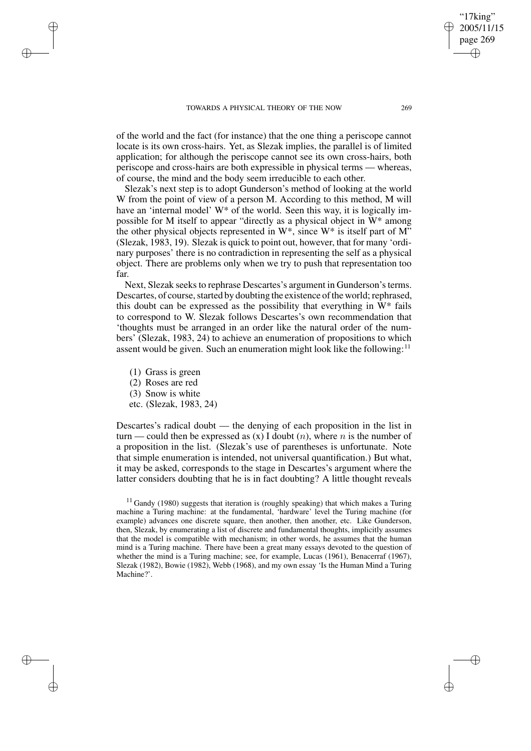of the world and the fact (for instance) that the one thing a periscope cannot locate is its own cross-hairs. Yet, as Slezak implies, the parallel is of limited application; for although the periscope cannot see its own cross-hairs, both periscope and cross-hairs are both expressible in physical terms — whereas, of course, the mind and the body seem irreducible to each other.

Slezak's next step is to adopt Gunderson's method of looking at the world W from the point of view of a person M. According to this method, M will have an 'internal model' W* of the world. Seen this way, it is logically impossible for M itself to appear "directly as a physical object in W* among the other physical objects represented in W*, since W* is itself part of M" (Slezak, 1983, 19). Slezak is quick to point out, however, that for many 'ordinary purposes' there is no contradiction in representing the self as a physical object. There are problems only when we try to push that representation too far.

Next, Slezak seeks to rephrase Descartes's argument in Gunderson's terms. Descartes, of course, started by doubting the existence of the world; rephrased, this doubt can be expressed as the possibility that everything in W* fails to correspond to W. Slezak follows Descartes's own recommendation that 'thoughts must be arranged in an order like the natural order of the numbers' (Slezak, 1983, 24) to achieve an enumeration of propositions to which assent would be given. Such an enumeration might look like the following:[11]

(1) Grass is green
(2) Roses are red
(3) Snow is white
etc. (Slezak, 1983, 24)

Descartes's radical doubt — the denying of each proposition in the list in turn — could then be expressed as (x) I doubt ($n$), where $n$ is the number of a proposition in the list. (Slezak's use of parentheses is unfortunate. Note that simple enumeration is intended, not universal quantification.) But what, it may be asked, corresponds to the stage in Descartes's argument where the latter considers doubting that he is in fact doubting? A little thought reveals

[11] Gandy (1980) suggests that iteration is (roughly speaking) that which makes a Turing machine a Turing machine: at the fundamental, 'hardware' level the Turing machine (for example) advances one discrete square, then another, then another, etc. Like Gunderson, then, Slezak, by enumerating a list of discrete and fundamental thoughts, implicitly assumes that the model is compatible with mechanism; in other words, he assumes that the human mind is a Turing machine. There have been a great many essays devoted to the question of whether the mind is a Turing machine; see, for example, Lucas (1961), Benacerraf (1967), Slezak (1982), Bowie (1982), Webb (1968), and my own essay 'Is the Human Mind a Turing Machine?'.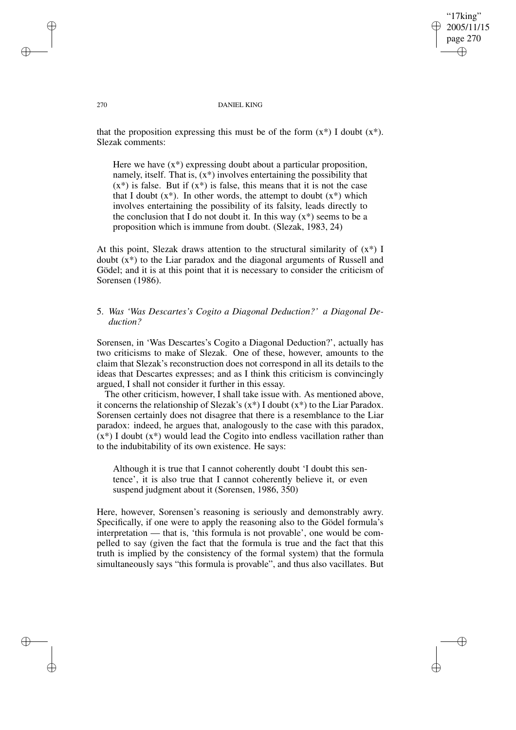that the proposition expressing this must be of the form (x*) I doubt (x*). Slezak comments:

> Here we have (x*) expressing doubt about a particular proposition, namely, itself. That is, (x*) involves entertaining the possibility that (x*) is false. But if (x*) is false, this means that it is not the case that I doubt (x*). In other words, the attempt to doubt (x*) which involves entertaining the possibility of its falsity, leads directly to the conclusion that I do not doubt it. In this way (x*) seems to be a proposition which is immune from doubt. (Slezak, 1983, 24)

At this point, Slezak draws attention to the structural similarity of (x*) I doubt (x*) to the Liar paradox and the diagonal arguments of Russell and Gödel; and it is at this point that it is necessary to consider the criticism of Sorensen (1986).

## 5. *Was 'Was Descartes's Cogito a Diagonal Deduction?' a Diagonal Deduction?*

Sorensen, in 'Was Descartes's Cogito a Diagonal Deduction?', actually has two criticisms to make of Slezak. One of these, however, amounts to the claim that Slezak's reconstruction does not correspond in all its details to the ideas that Descartes expresses; and as I think this criticism is convincingly argued, I shall not consider it further in this essay.

The other criticism, however, I shall take issue with. As mentioned above, it concerns the relationship of Slezak's (x*) I doubt (x*) to the Liar Paradox. Sorensen certainly does not disagree that there is a resemblance to the Liar paradox: indeed, he argues that, analogously to the case with this paradox, (x*) I doubt (x*) would lead the Cogito into endless vacillation rather than to the indubitability of its own existence. He says:

> Although it is true that I cannot coherently doubt 'I doubt this sentence', it is also true that I cannot coherently believe it, or even suspend judgment about it (Sorensen, 1986, 350)

Here, however, Sorensen's reasoning is seriously and demonstrably awry. Specifically, if one were to apply the reasoning also to the Gödel formula's interpretation — that is, 'this formula is not provable', one would be compelled to say (given the fact that the formula is true and the fact that this truth is implied by the consistency of the formal system) that the formula simultaneously says "this formula is provable", and thus also vacillates. But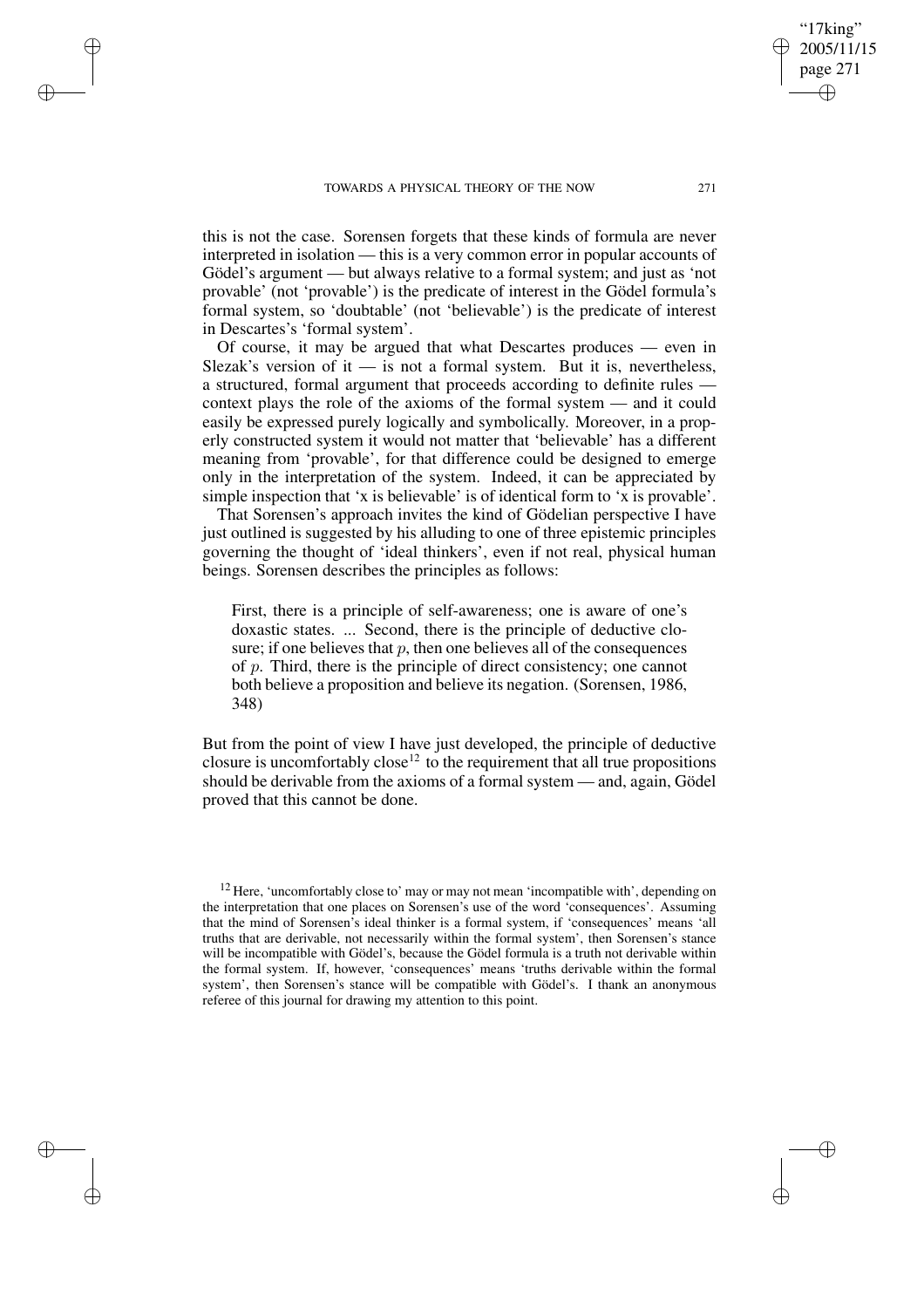this is not the case. Sorensen forgets that these kinds of formula are never interpreted in isolation — this is a very common error in popular accounts of Gödel's argument — but always relative to a formal system; and just as 'not provable' (not 'provable') is the predicate of interest in the Gödel formula's formal system, so 'doubtable' (not 'believable') is the predicate of interest in Descartes's 'formal system'.

Of course, it may be argued that what Descartes produces — even in Slezak's version of it — is not a formal system. But it is, nevertheless, a structured, formal argument that proceeds according to definite rules — context plays the role of the axioms of the formal system — and it could easily be expressed purely logically and symbolically. Moreover, in a properly constructed system it would not matter that 'believable' has a different meaning from 'provable', for that difference could be designed to emerge only in the interpretation of the system. Indeed, it can be appreciated by simple inspection that 'x is believable' is of identical form to 'x is provable'.

That Sorensen's approach invites the kind of Gödelian perspective I have just outlined is suggested by his alluding to one of three epistemic principles governing the thought of 'ideal thinkers', even if not real, physical human beings. Sorensen describes the principles as follows:

> First, there is a principle of self-awareness; one is aware of one's doxastic states. ... Second, there is the principle of deductive closure; if one believes that $p$, then one believes all of the consequences of $p$. Third, there is the principle of direct consistency; one cannot both believe a proposition and believe its negation. (Sorensen, 1986, 348)

But from the point of view I have just developed, the principle of deductive closure is uncomfortably close[12] to the requirement that all true propositions should be derivable from the axioms of a formal system — and, again, Gödel proved that this cannot be done.

---

[12] Here, 'uncomfortably close to' may or may not mean 'incompatible with', depending on the interpretation that one places on Sorensen's use of the word 'consequences'. Assuming that the mind of Sorensen's ideal thinker is a formal system, if 'consequences' means 'all truths that are derivable, not necessarily within the formal system', then Sorensen's stance will be incompatible with Gödel's, because the Gödel formula is a truth not derivable within the formal system. If, however, 'consequences' means 'truths derivable within the formal system', then Sorensen's stance will be compatible with Gödel's. I thank an anonymous referee of this journal for drawing my attention to this point.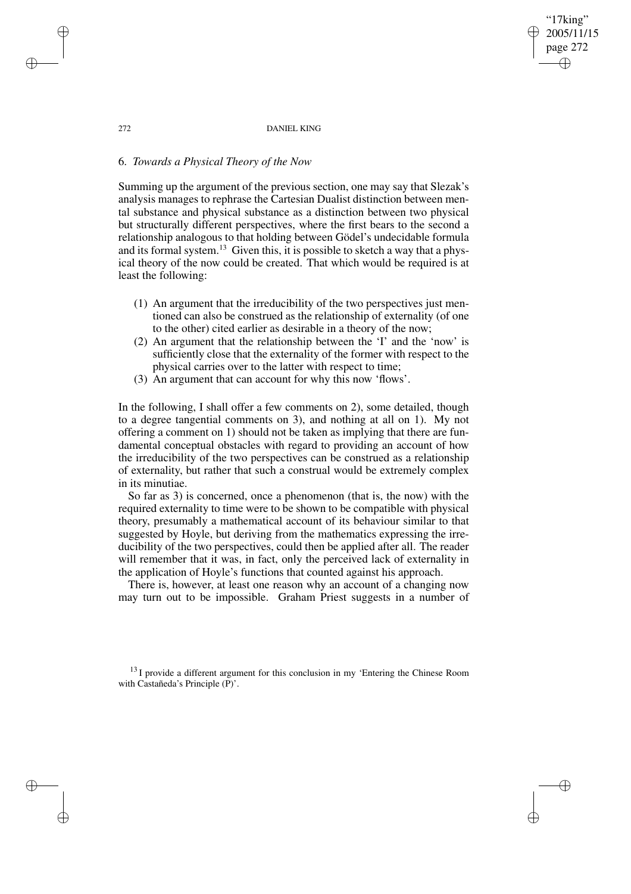## 6. *Towards a Physical Theory of the Now*

Summing up the argument of the previous section, one may say that Slezak's analysis manages to rephrase the Cartesian Dualist distinction between mental substance and physical substance as a distinction between two physical but structurally different perspectives, where the first bears to the second a relationship analogous to that holding between Gödel's undecidable formula and its formal system.[13] Given this, it is possible to sketch a way that a physical theory of the now could be created. That which would be required is at least the following:

(1) An argument that the irreducibility of the two perspectives just mentioned can also be construed as the relationship of externality (of one to the other) cited earlier as desirable in a theory of the now;
(2) An argument that the relationship between the 'I' and the 'now' is sufficiently close that the externality of the former with respect to the physical carries over to the latter with respect to time;
(3) An argument that can account for why this now 'flows'.

In the following, I shall offer a few comments on 2), some detailed, though to a degree tangential comments on 3), and nothing at all on 1). My not offering a comment on 1) should not be taken as implying that there are fundamental conceptual obstacles with regard to providing an account of how the irreducibility of the two perspectives can be construed as a relationship of externality, but rather that such a construal would be extremely complex in its minutiae.

So far as 3) is concerned, once a phenomenon (that is, the now) with the required externality to time were to be shown to be compatible with physical theory, presumably a mathematical account of its behaviour similar to that suggested by Hoyle, but deriving from the mathematics expressing the irreducibility of the two perspectives, could then be applied after all. The reader will remember that it was, in fact, only the perceived lack of externality in the application of Hoyle's functions that counted against his approach.

There is, however, at least one reason why an account of a changing now may turn out to be impossible. Graham Priest suggests in a number of

[13] I provide a different argument for this conclusion in my 'Entering the Chinese Room with Castañeda's Principle (P)'.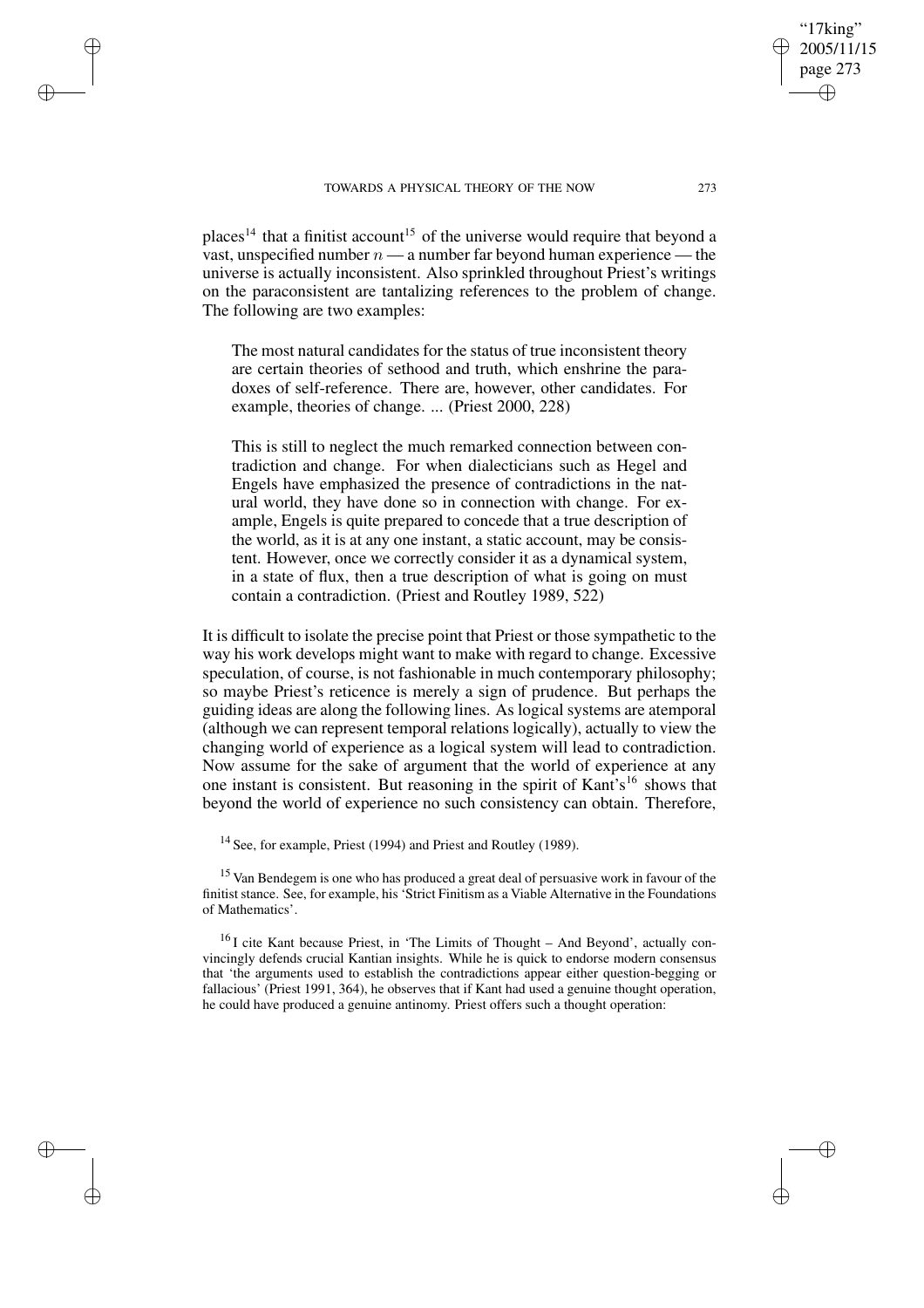places[14] that a finitist account[15] of the universe would require that beyond a vast, unspecified number $n$ — a number far beyond human experience — the universe is actually inconsistent. Also sprinkled throughout Priest's writings on the paraconsistent are tantalizing references to the problem of change. The following are two examples:

> The most natural candidates for the status of true inconsistent theory are certain theories of sethood and truth, which enshrine the paradoxes of self-reference. There are, however, other candidates. For example, theories of change. ... (Priest 2000, 228)

> This is still to neglect the much remarked connection between contradiction and change. For when dialecticians such as Hegel and Engels have emphasized the presence of contradictions in the natural world, they have done so in connection with change. For example, Engels is quite prepared to concede that a true description of the world, as it is at any one instant, a static account, may be consistent. However, once we correctly consider it as a dynamical system, in a state of flux, then a true description of what is going on must contain a contradiction. (Priest and Routley 1989, 522)

It is difficult to isolate the precise point that Priest or those sympathetic to the way his work develops might want to make with regard to change. Excessive speculation, of course, is not fashionable in much contemporary philosophy; so maybe Priest's reticence is merely a sign of prudence. But perhaps the guiding ideas are along the following lines. As logical systems are atemporal (although we can represent temporal relations logically), actually to view the changing world of experience as a logical system will lead to contradiction. Now assume for the sake of argument that the world of experience at any one instant is consistent. But reasoning in the spirit of Kant's[16] shows that beyond the world of experience no such consistency can obtain. Therefore,

[14] See, for example, Priest (1994) and Priest and Routley (1989).

[15] Van Bendegem is one who has produced a great deal of persuasive work in favour of the finitist stance. See, for example, his 'Strict Finitism as a Viable Alternative in the Foundations of Mathematics'.

[16] I cite Kant because Priest, in 'The Limits of Thought – And Beyond', actually convincingly defends crucial Kantian insights. While he is quick to endorse modern consensus that 'the arguments used to establish the contradictions appear either question-begging or fallacious' (Priest 1991, 364), he observes that if Kant had used a genuine thought operation, he could have produced a genuine antinomy. Priest offers such a thought operation: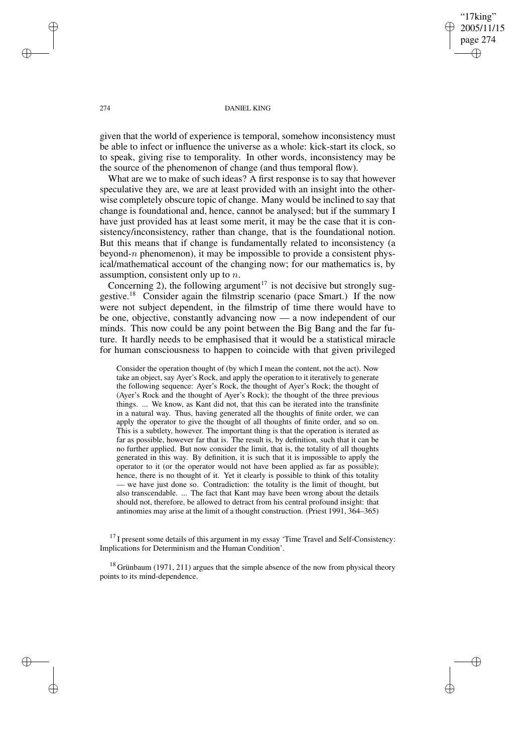given that the world of experience is temporal, somehow inconsistency must be able to infect or influence the universe as a whole: kick-start its clock, so to speak, giving rise to temporality. In other words, inconsistency may be the source of the phenomenon of change (and thus temporal flow).

What are we to make of such ideas? A first response is to say that however speculative they are, we are at least provided with an insight into the otherwise completely obscure topic of change. Many would be inclined to say that change is foundational and, hence, cannot be analysed; but if the summary I have just provided has at least some merit, it may be the case that it is consistency/inconsistency, rather than change, that is the foundational notion. But this means that if change is fundamentally related to inconsistency (a beyond-$n$ phenomenon), it may be impossible to provide a consistent physical/mathematical account of the changing now; for our mathematics is, by assumption, consistent only up to $n$.

Concerning 2), the following argument[17] is not decisive but strongly suggestive.[18] Consider again the filmstrip scenario (pace Smart.) If the now were not subject dependent, in the filmstrip of time there would have to be one, objective, constantly advancing now — a now independent of our minds. This now could be any point between the Big Bang and the far future. It hardly needs to be emphasised that it would be a statistical miracle for human consciousness to happen to coincide with that given privileged

> Consider the operation thought of (by which I mean the content, not the act). Now take an object, say Ayer's Rock, and apply the operation to it iteratively to generate the following sequence: Ayer's Rock, the thought of Ayer's Rock; the thought of (Ayer's Rock and the thought of Ayer's Rock); the thought of the three previous things. ... We know, as Kant did not, that this can be iterated into the transfinite in a natural way. Thus, having generated all the thoughts of finite order, we can apply the operator to give the thought of all thoughts of finite order, and so on. This is a subtlety, however. The important thing is that the operation is iterated as far as possible, however far that is. The result is, by definition, such that it can be no further applied. But now consider the limit, that is, the totality of all thoughts generated in this way. By definition, it is such that it is impossible to apply the operator to it (or the operator would not have been applied as far as possible); hence, there is no thought of it. Yet it clearly is possible to think of this totality — we have just done so. Contradiction: the totality is the limit of thought, but also transcendable. ... The fact that Kant may have been wrong about the details should not, therefore, be allowed to detract from his central profound insight: that antinomies may arise at the limit of a thought construction. (Priest 1991, 364–365)

[17] I present some details of this argument in my essay 'Time Travel and Self-Consistency: Implications for Determinism and the Human Condition'.

[18] Grünbaum (1971, 211) argues that the simple absence of the now from physical theory points to its mind-dependence.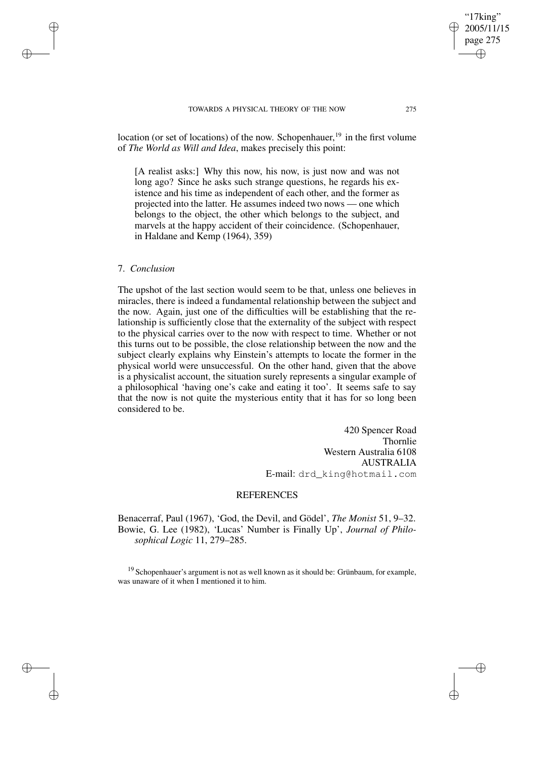location (or set of locations) of the now. Schopenhauer,[19] in the first volume of *The World as Will and Idea*, makes precisely this point:

> [A realist asks:] Why this now, his now, is just now and was not long ago? Since he asks such strange questions, he regards his existence and his time as independent of each other, and the former as projected into the latter. He assumes indeed two nows — one which belongs to the object, the other which belongs to the subject, and marvels at the happy accident of their coincidence. (Schopenhauer, in Haldane and Kemp (1964), 359)

## 7. *Conclusion*

The upshot of the last section would seem to be that, unless one believes in miracles, there is indeed a fundamental relationship between the subject and the now. Again, just one of the difficulties will be establishing that the relationship is sufficiently close that the externality of the subject with respect to the physical carries over to the now with respect to time. Whether or not this turns out to be possible, the close relationship between the now and the subject clearly explains why Einstein's attempts to locate the former in the physical world were unsuccessful. On the other hand, given that the above is a physicalist account, the situation surely represents a singular example of a philosophical 'having one's cake and eating it too'. It seems safe to say that the now is not quite the mysterious entity that it has for so long been considered to be.

420 Spencer Road
Thornlie
Western Australia 6108
AUSTRALIA
E-mail: drd_king@hotmail.com

## REFERENCES

Benacerraf, Paul (1967), 'God, the Devil, and Gödel', *The Monist* 51, 9–32.

Bowie, G. Lee (1982), 'Lucas' Number is Finally Up', *Journal of Philosophical Logic* 11, 279–285.

[19] Schopenhauer's argument is not as well known as it should be: Grünbaum, for example, was unaware of it when I mentioned it to him.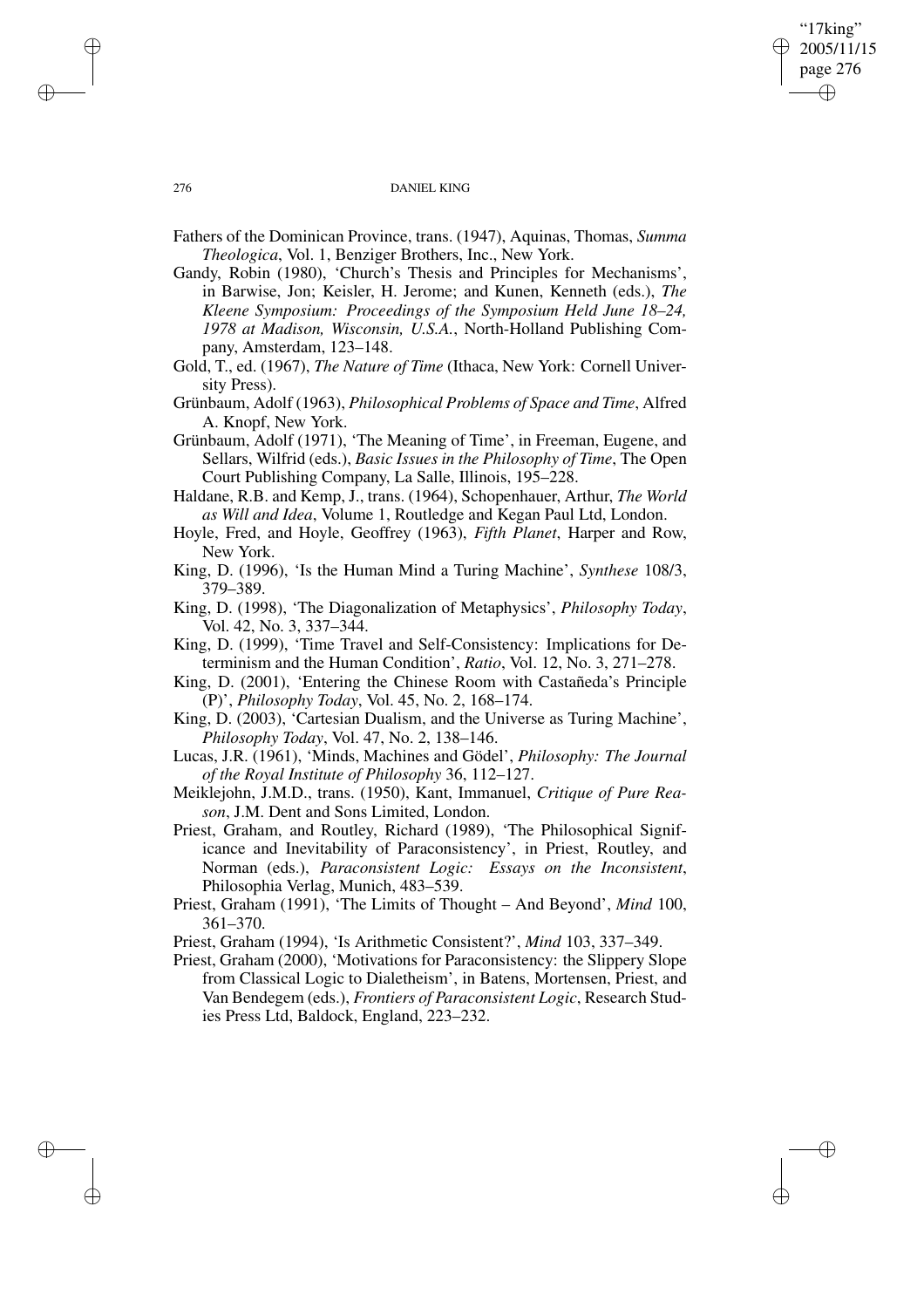Fathers of the Dominican Province, trans. (1947), Aquinas, Thomas, *Summa Theologica*, Vol. 1, Benziger Brothers, Inc., New York.

Gandy, Robin (1980), 'Church's Thesis and Principles for Mechanisms', in Barwise, Jon; Keisler, H. Jerome; and Kunen, Kenneth (eds.), *The Kleene Symposium: Proceedings of the Symposium Held June 18–24, 1978 at Madison, Wisconsin, U.S.A.*, North-Holland Publishing Company, Amsterdam, 123–148.

Gold, T., ed. (1967), *The Nature of Time* (Ithaca, New York: Cornell University Press).

Grünbaum, Adolf (1963), *Philosophical Problems of Space and Time*, Alfred A. Knopf, New York.

Grünbaum, Adolf (1971), 'The Meaning of Time', in Freeman, Eugene, and Sellars, Wilfrid (eds.), *Basic Issues in the Philosophy of Time*, The Open Court Publishing Company, La Salle, Illinois, 195–228.

Haldane, R.B. and Kemp, J., trans. (1964), Schopenhauer, Arthur, *The World as Will and Idea*, Volume 1, Routledge and Kegan Paul Ltd, London.

Hoyle, Fred, and Hoyle, Geoffrey (1963), *Fifth Planet*, Harper and Row, New York.

King, D. (1996), 'Is the Human Mind a Turing Machine', *Synthese* 108/3, 379–389.

King, D. (1998), 'The Diagonalization of Metaphysics', *Philosophy Today*, Vol. 42, No. 3, 337–344.

King, D. (1999), 'Time Travel and Self-Consistency: Implications for Determinism and the Human Condition', *Ratio*, Vol. 12, No. 3, 271–278.

King, D. (2001), 'Entering the Chinese Room with Castañeda's Principle (P)', *Philosophy Today*, Vol. 45, No. 2, 168–174.

King, D. (2003), 'Cartesian Dualism, and the Universe as Turing Machine', *Philosophy Today*, Vol. 47, No. 2, 138–146.

Lucas, J.R. (1961), 'Minds, Machines and Gödel', *Philosophy: The Journal of the Royal Institute of Philosophy* 36, 112–127.

Meiklejohn, J.M.D., trans. (1950), Kant, Immanuel, *Critique of Pure Reason*, J.M. Dent and Sons Limited, London.

Priest, Graham, and Routley, Richard (1989), 'The Philosophical Significance and Inevitability of Paraconsistency', in Priest, Routley, and Norman (eds.), *Paraconsistent Logic: Essays on the Inconsistent*, Philosophia Verlag, Munich, 483–539.

Priest, Graham (1991), 'The Limits of Thought – And Beyond', *Mind* 100, 361–370.

Priest, Graham (1994), 'Is Arithmetic Consistent?', *Mind* 103, 337–349.

Priest, Graham (2000), 'Motivations for Paraconsistency: the Slippery Slope from Classical Logic to Dialetheism', in Batens, Mortensen, Priest, and Van Bendegem (eds.), *Frontiers of Paraconsistent Logic*, Research Studies Press Ltd, Baldock, England, 223–232.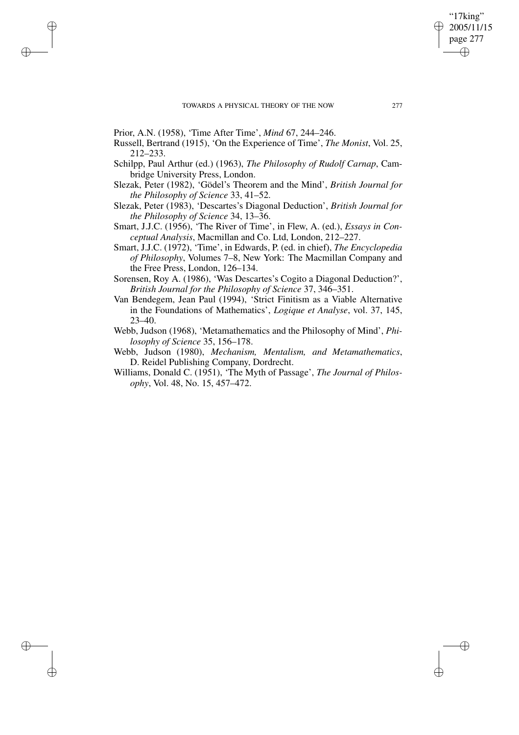Prior, A.N. (1958), 'Time After Time', *Mind* 67, 244–246.

Russell, Bertrand (1915), 'On the Experience of Time', *The Monist*, Vol. 25, 212–233.

Schilpp, Paul Arthur (ed.) (1963), *The Philosophy of Rudolf Carnap*, Cambridge University Press, London.

Slezak, Peter (1982), 'Gödel's Theorem and the Mind', *British Journal for the Philosophy of Science* 33, 41–52.

Slezak, Peter (1983), 'Descartes's Diagonal Deduction', *British Journal for the Philosophy of Science* 34, 13–36.

Smart, J.J.C. (1956), 'The River of Time', in Flew, A. (ed.), *Essays in Conceptual Analysis*, Macmillan and Co. Ltd, London, 212–227.

Smart, J.J.C. (1972), 'Time', in Edwards, P. (ed. in chief), *The Encyclopedia of Philosophy*, Volumes 7–8, New York: The Macmillan Company and the Free Press, London, 126–134.

Sorensen, Roy A. (1986), 'Was Descartes's Cogito a Diagonal Deduction?', *British Journal for the Philosophy of Science* 37, 346–351.

Van Bendegem, Jean Paul (1994), 'Strict Finitism as a Viable Alternative in the Foundations of Mathematics', *Logique et Analyse*, vol. 37, 145, 23–40.

Webb, Judson (1968), 'Metamathematics and the Philosophy of Mind', *Philosophy of Science* 35, 156–178.

Webb, Judson (1980), *Mechanism, Mentalism, and Metamathematics*, D. Reidel Publishing Company, Dordrecht.

Williams, Donald C. (1951), 'The Myth of Passage', *The Journal of Philosophy*, Vol. 48, No. 15, 457–472.